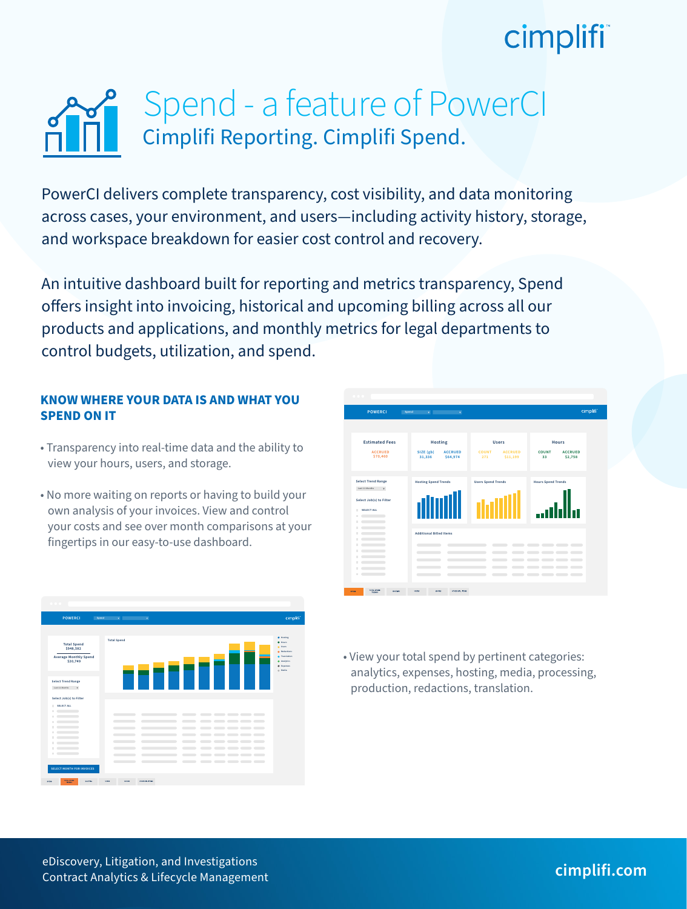# Spend - a feature of PowerCI

## Cimplifi Reporting. Cimplifi Spend.

PowerCI delivers complete transparency, cost visibility, and data monitoring across cases, your environment, and users—including activity history, storage, and workspace breakdown for easier cost control and recovery.

An intuitive dashboard built for reporting and metrics transparency, Spend offers insight into invoicing, historical and upcoming billing across all our products and applications, and monthly metrics for legal departments to control budgets, utilization, and spend.

### KNOW WHERE YOUR DATA IS AND WHAT YOU SPEND ON IT

- Transparency into real-time data and the ability to view your hours, users, and storage.
- No more waiting on reports or having to build your own analysis of your invoices. View and control your costs and see over month comparisons at your fingertips in our easy-to-use dashboard.
- View your total spend by pertinent categories: analytics, expenses, hosting, media, processing, production, redactions, translation.

eDiscovery, Litigation, and Investigations
Contract Analytics & Lifecycle Management

cimplifi.com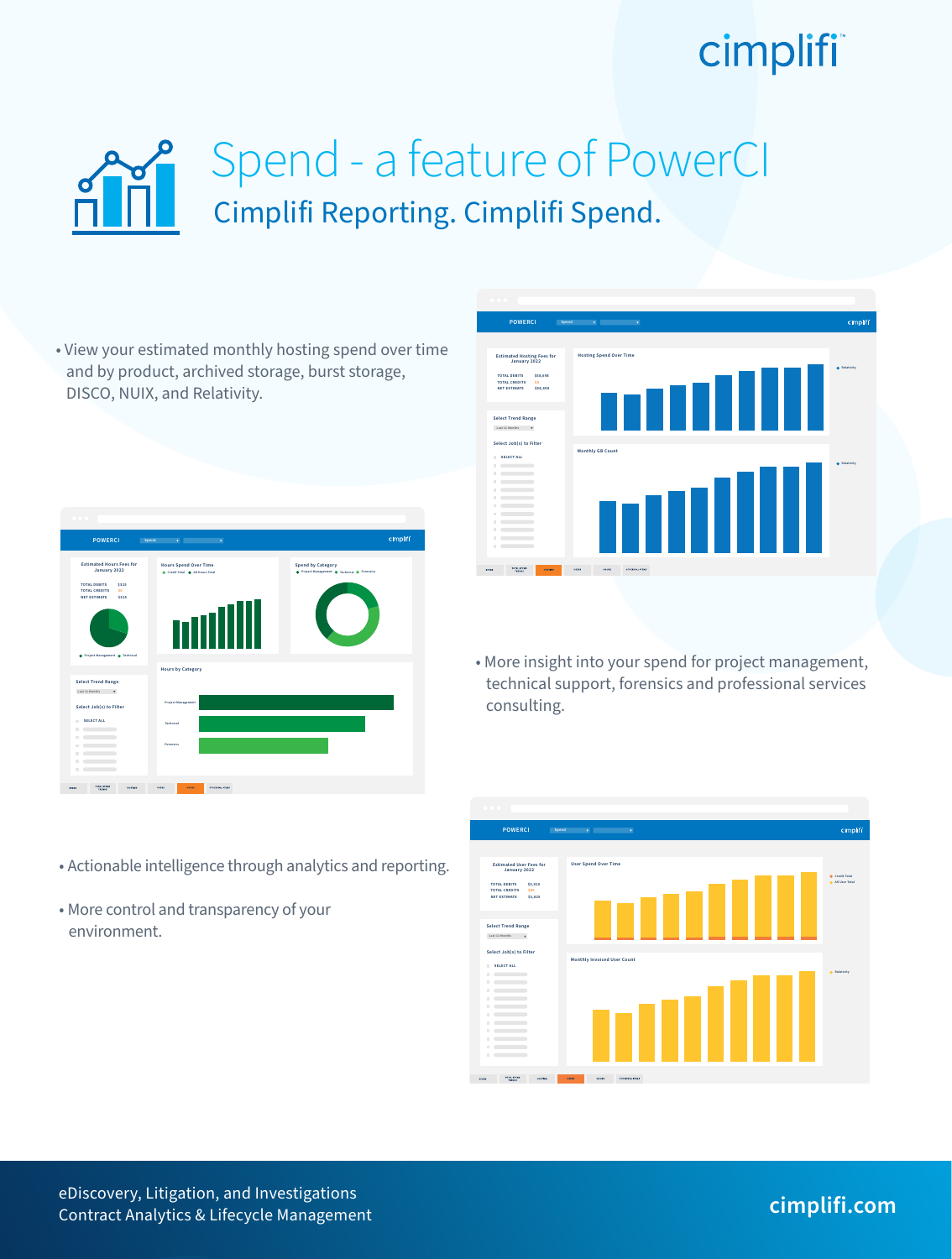# Spend - a feature of PowerCI

## Cimplifi Reporting. Cimplifi Spend.

- View your estimated monthly hosting spend over time and by product, archived storage, burst storage, DISCO, NUIX, and Relativity.

- More insight into your spend for project management, technical support, forensics and professional services consulting.

- Actionable intelligence through analytics and reporting.

- More control and transparency of your environment.

eDiscovery, Litigation, and Investigations
Contract Analytics & Lifecycle Management

cimplifi.com